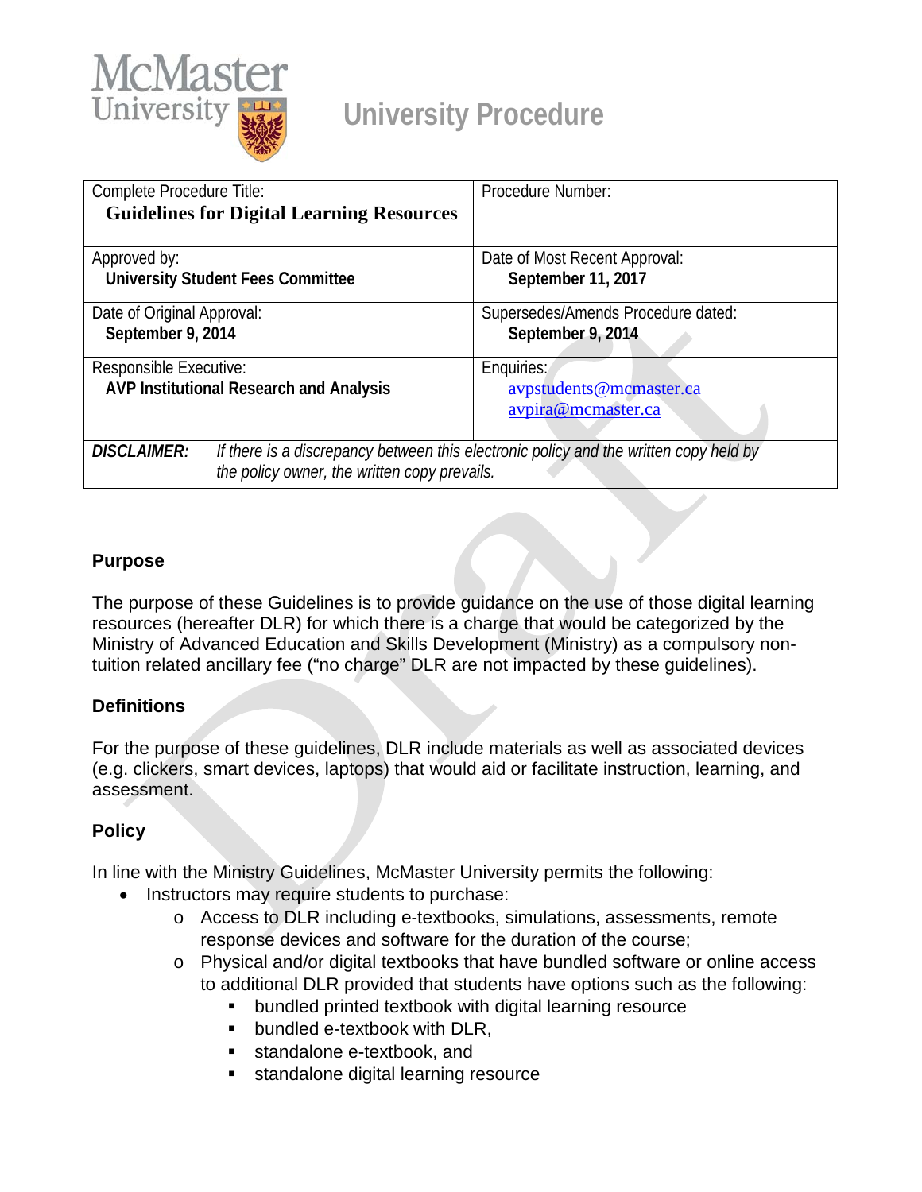McMaster University

# University Procedure

| Complete Procedure Title: **Guidelines for Digital Learning Resources** | Procedure Number: |
|---|---|
| Approved by: **University Student Fees Committee** | Date of Most Recent Approval: **September 11, 2017** |
| Date of Original Approval: **September 9, 2014** | Supersedes/Amends Procedure dated: **September 9, 2014** |
| Responsible Executive: **AVP Institutional Research and Analysis** | Enquiries: avpstudents@mcmaster.ca avpira@mcmaster.ca |
| ***DISCLAIMER:*** *If there is a discrepancy between this electronic policy and the written copy held by the policy owner, the written copy prevails.* | |

## Purpose

The purpose of these Guidelines is to provide guidance on the use of those digital learning resources (hereafter DLR) for which there is a charge that would be categorized by the Ministry of Advanced Education and Skills Development (Ministry) as a compulsory non-tuition related ancillary fee ("no charge" DLR are not impacted by these guidelines).

## Definitions

For the purpose of these guidelines, DLR include materials as well as associated devices (e.g. clickers, smart devices, laptops) that would aid or facilitate instruction, learning, and assessment.

## Policy

In line with the Ministry Guidelines, McMaster University permits the following:

- Instructors may require students to purchase:
  - Access to DLR including e-textbooks, simulations, assessments, remote response devices and software for the duration of the course;
  - Physical and/or digital textbooks that have bundled software or online access to additional DLR provided that students have options such as the following:
    - bundled printed textbook with digital learning resource
    - bundled e-textbook with DLR,
    - standalone e-textbook, and
    - standalone digital learning resource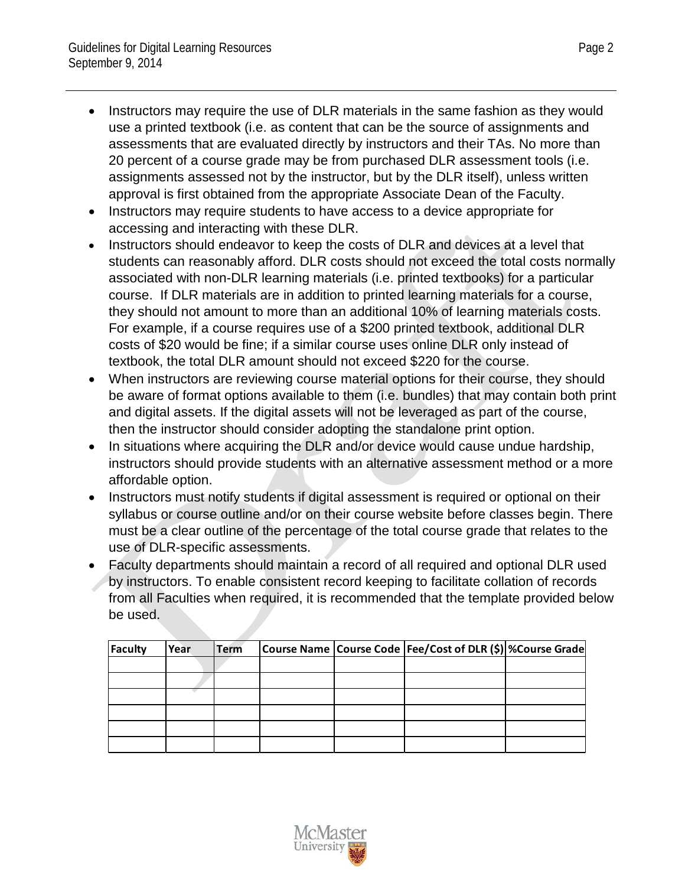- Instructors may require the use of DLR materials in the same fashion as they would use a printed textbook (i.e. as content that can be the source of assignments and assessments that are evaluated directly by instructors and their TAs. No more than 20 percent of a course grade may be from purchased DLR assessment tools (i.e. assignments assessed not by the instructor, but by the DLR itself), unless written approval is first obtained from the appropriate Associate Dean of the Faculty.
- Instructors may require students to have access to a device appropriate for accessing and interacting with these DLR.
- Instructors should endeavor to keep the costs of DLR and devices at a level that students can reasonably afford. DLR costs should not exceed the total costs normally associated with non-DLR learning materials (i.e. printed textbooks) for a particular course. If DLR materials are in addition to printed learning materials for a course, they should not amount to more than an additional 10% of learning materials costs. For example, if a course requires use of a $200 printed textbook, additional DLR costs of $20 would be fine; if a similar course uses online DLR only instead of textbook, the total DLR amount should not exceed $220 for the course.
- When instructors are reviewing course material options for their course, they should be aware of format options available to them (i.e. bundles) that may contain both print and digital assets. If the digital assets will not be leveraged as part of the course, then the instructor should consider adopting the standalone print option.
- In situations where acquiring the DLR and/or device would cause undue hardship, instructors should provide students with an alternative assessment method or a more affordable option.
- Instructors must notify students if digital assessment is required or optional on their syllabus or course outline and/or on their course website before classes begin. There must be a clear outline of the percentage of the total course grade that relates to the use of DLR-specific assessments.
- Faculty departments should maintain a record of all required and optional DLR used by instructors. To enable consistent record keeping to facilitate collation of records from all Faculties when required, it is recommended that the template provided below be used.

| Faculty | Year | Term | Course Name | Course Code | Fee/Cost of DLR ($) | %Course Grade |
|---|---|---|---|---|---|---|
| | | | | | | |
| | | | | | | |
| | | | | | | |
| | | | | | | |
| | | | | | | |
| | | | | | | |